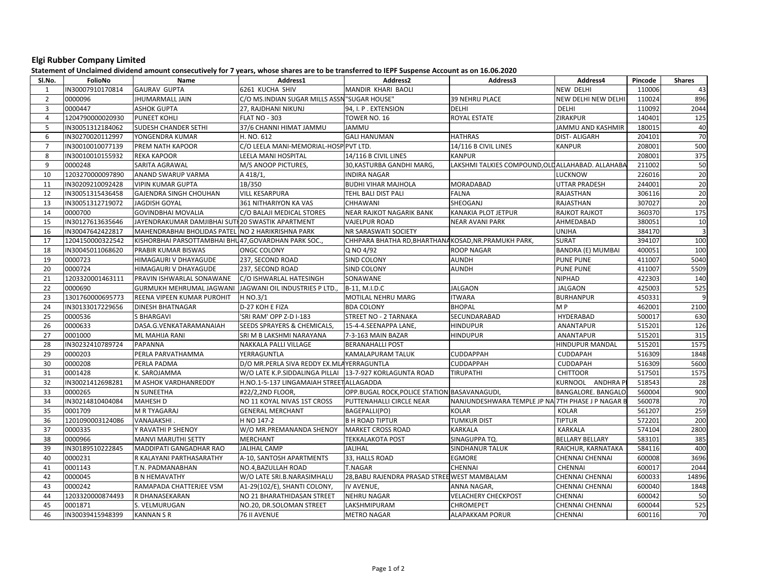**Elgi Rubber Company Limited**

**Statement of Unclaimed dividend amount consecutively for 7 years, whose shares are to be transferred to IEPF Suspense Account as on 16.06.2020**

| Sl.No. | FolioNo | Name | Address1 | Address2 | Address3 | Address4 | Pincode | Shares |
|---|---|---|---|---|---|---|---|---|
| 1 | IN30007910170814 | GAURAV GUPTA | 6261 KUCHA SHIV | MANDIR KHARI BAOLI | | NEW DELHI | 110006 | 43 |
| 2 | 0000096 | JHUMARMALL JAIN | C/O MS.INDIAN SUGAR MILLS ASSN | "SUGAR HOUSE" | 39 NEHRU PLACE | NEW DELHI NEW DELHI | 110024 | 896 |
| 3 | 0000447 | ASHOK GUPTA | 27, RAJDHANI NIKUNJ | 94, I. P . EXTENSION | DELHI | DELHI | 110092 | 2044 |
| 4 | 1204790000020930 | PUNEET KOHLI | FLAT NO - 303 | TOWER NO. 16 | ROYAL ESTATE | ZIRAKPUR | 140401 | 125 |
| 5 | IN30051312184062 | SUDESH CHANDER SETHI | 37/6 CHANNI HIMAT JAMMU | JAMMU | | JAMMU AND KASHMIR | 180015 | 40 |
| 6 | IN30270020112997 | YONGENDRA KUMAR | H. NO. 612 | GALI HANUMAN | HATHRAS | DIST- ALIGARH | 204101 | 70 |
| 7 | IN30010010077139 | PREM NATH KAPOOR | C/O LEELA MANI-MEMORIAL-HOSP | PVT LTD. | 14/116 B CIVIL LINES | KANPUR | 208001 | 500 |
| 8 | IN30010010155932 | REKA KAPOOR | LEELA MANI HOSPITAL | 14/116 B CIVIL LINES | KANPUR | | 208001 | 375 |
| 9 | 0000248 | SARITA AGRAWAL | M/S ANOOP PICTURES, | 30,KASTURBA GANDHI MARG, | LAKSHMI TALKIES COMPOUND,OLD | ALLAHABAD. ALLAHABA | 211002 | 50 |
| 10 | 1203270000097890 | ANAND SWARUP VARMA | A 418/1, | INDIRA NAGAR | | LUCKNOW | 226016 | 20 |
| 11 | IN30209210092428 | VIPIN KUMAR GUPTA | 1B/350 | BUDHI VIHAR MAJHOLA | MORADABAD | UTTAR PRADESH | 244001 | 20 |
| 12 | IN30051315436458 | GAJENDRA SINGH CHOUHAN | VILL KESARPURA | TEHL BALI DIST PALI | FALNA | RAJASTHAN | 306116 | 20 |
| 13 | IN30051312719072 | JAGDISH GOYAL | 361 NITHARIYON KA VAS | CHHAWANI | SHEOGANJ | RAJASTHAN | 307027 | 20 |
| 14 | 0000700 | GOVINDBHAI MOVALIA | C/O BALAJI MEDICAL STORES | NEAR RAJKOT NAGARIK BANK | KANAKIA PLOT JETPUR | RAJKOT RAJKOT | 360370 | 175 |
| 15 | IN30127613635646 | JAYENDRAKUMAR DAMJIBHAI SUTH | 20 SWASTIK APARTMENT | VAJELPUR ROAD | NEAR AVANI PARK | AHMEDABAD | 380051 | 10 |
| 16 | IN30047642422817 | MAHENDRABHAI BHOLIDAS PATEL | NO 2 HARIKRISHNA PARK | NR SARASWATI SOCIETY | | UNJHA | 384170 | 3 |
| 17 | 1204150000322542 | KISHORBHAI PARSOTTAMBHAI BHU | 47,GOVARDHAN PARK SOC., | CHHPARA BHATHA RD,BHARTHANA | KOSAD,NR.PRAMUKH PARK, | SURAT | 394107 | 100 |
| 18 | IN30045011068620 | PRABIR KUMAR BISWAS | ONGC COLONY | Q NO 4/92 | ROOP NAGAR | BANDRA (E) MUMBAI | 400051 | 100 |
| 19 | 0000723 | HIMAGAURI V DHAYAGUDE | 237, SECOND ROAD | SIND COLONY | AUNDH | PUNE PUNE | 411007 | 5040 |
| 20 | 0000724 | HIMAGAURI V DHAYAGUDE | 237, SECOND ROAD | SIND COLONY | AUNDH | PUNE PUNE | 411007 | 5509 |
| 21 | 1203320001463111 | PRAVIN ISHWARLAL SONAWANE | C/O ISHWARLAL HATESINGH | SONAWANE | | NIPHAD | 422303 | 140 |
| 22 | 0000690 | GURMUKH MEHRUMAL JAGWANI | JAGWANI OIL INDUSTRIES P LTD., | B-11, M.I.D.C | JALGAON | JALGAON | 425003 | 525 |
| 23 | 1301760000695773 | REENA VIPEEN KUMAR PUROHIT | H NO.3/1 | MOTILAL NEHRU MARG | ITWARA | BURHANPUR | 450331 | 9 |
| 24 | IN30133017229656 | DINESH BHATNAGAR | D-27 KOH E FIZA | BDA COLONY | BHOPAL | M P | 462001 | 2100 |
| 25 | 0000536 | S BHARGAVI | 'SRI RAM' OPP Z-D I-183 | STREET NO - 2 TARNAKA | SECUNDARABAD | HYDERABAD | 500017 | 630 |
| 26 | 0000633 | DASA.G.VENKATARAMANAIAH | SEEDS SPRAYERS & CHEMICALS, | 15-4-4.SEENAPPA LANE, | HINDUPUR | ANANTAPUR | 515201 | 126 |
| 27 | 0001000 | ML MAHIJA RANI | SRI M B LAKSHMI NARAYANA | 7-3-163 MAIN BAZAR | HINDUPUR | ANANTAPUR | 515201 | 315 |
| 28 | IN30232410789724 | PAPANNA | NAKKALA PALLI VILLAGE | BERANAHALLI POST | | HINDUPUR MANDAL | 515201 | 1575 |
| 29 | 0000203 | PERLA PARVATHAMMA | YERRAGUNTLA | KAMALAPURAM TALUK | CUDDAPPAH | CUDDAPAH | 516309 | 1848 |
| 30 | 0000208 | PERLA PADMA | D/O MR.PERLA SIVA REDDY EX.MLA | YERRAGUNTLA | CUDDAPPAH | CUDDAPAH | 516309 | 5600 |
| 31 | 0001428 | K. SAROJAMMA | W/O LATE K.P.SIDDALINGA PILLAI | 13-7-927 KORLAGUNTA ROAD | TIRUPATHI | CHITTOOR | 517501 | 1575 |
| 32 | IN30021412698281 | M ASHOK VARDHANREDDY | H.NO.1-5-137 LINGAMAIAH STREET | ALLAGADDA | | KURNOOL ANDHRA P | 518543 | 28 |
| 33 | 0000265 | N SUNEETHA | #22/2,2ND FLOOR, | OPP.BUGAL ROCK,POLICE STATION | BASAVANAGUDI, | BANGALORE. BANGALO | 560004 | 900 |
| 34 | IN30214810404084 | MAHESH D | NO 11 KOYAL NIVAS 1ST CROSS | PUTTENAHALLI CIRCLE NEAR | NANJUNDESHWARA TEMPLE JP NA | 7TH PHASE J P NAGAR B | 560078 | 70 |
| 35 | 0001709 | M R TYAGARAJ | GENERAL MERCHANT | BAGEPALLI(PO) | KOLAR | KOLAR | 561207 | 259 |
| 36 | 1201090003124086 | VANAJAKSHI . | H NO 147-2 | B H ROAD TIPTUR | TUMKUR DIST | TIPTUR | 572201 | 200 |
| 37 | 0000335 | Y RAVATHI P SHENOY | W/O MR.PREMANANDA SHENOY | MARKET CROSS ROAD | KARKALA | KARKALA | 574104 | 2800 |
| 38 | 0000966 | MANVI MARUTHI SETTY | MERCHANT | TEKKALAKOTA POST | SINAGUPPA TQ. | BELLARY BELLARY | 583101 | 385 |
| 39 | IN30189510222845 | MADDIPATI GANGADHAR RAO | JALIHAL CAMP | JALIHAL | SINDHANUR TALUK | RAICHUR, KARNATAKA | 584116 | 400 |
| 40 | 0000231 | R KALAYANI PARTHASARATHY | A-10, SANTOSH APARTMENTS | 33, HALLS ROAD | EGMORE | CHENNAI CHENNAI | 600008 | 3696 |
| 41 | 0001143 | T.N. PADMANABHAN | NO.4,BAZULLAH ROAD | T.NAGAR | CHENNAI | CHENNAI | 600017 | 2044 |
| 42 | 0000045 | B N HEMAVATHY | W/O LATE SRI.B.NARASIMHALU | 28,BABU RAJENDRA PRASAD STREE | WEST MAMBALAM | CHENNAI CHENNAI | 600033 | 14896 |
| 43 | 0000242 | RAMAPADA CHATTERJEE VSM | A1-29(102/E), SHANTI COLONY, | IV AVENUE, | ANNA NAGAR, | CHENNAI CHENNAI | 600040 | 1848 |
| 44 | 1203320000874493 | R DHANASEKARAN | NO 21 BHARATHIDASAN STREET | NEHRU NAGAR | VELACHERY CHECKPOST | CHENNAI | 600042 | 50 |
| 45 | 0001871 | S. VELMURUGAN | NO.20, DR.SOLOMAN STREET | LAKSHMIPURAM | CHROMEPET | CHENNAI CHENNAI | 600044 | 525 |
| 46 | IN30039415948399 | KANNAN S R | 76 II AVENUE | METRO NAGAR | ALAPAKKAM PORUR | CHENNAI | 600116 | 70 |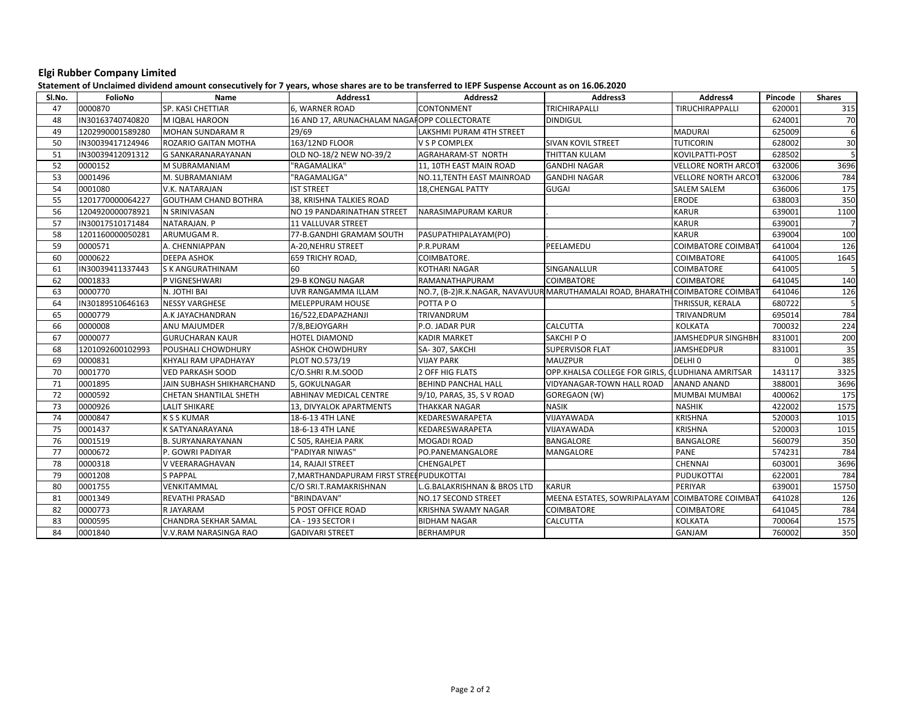**Elgi Rubber Company Limited**

**Statement of Unclaimed dividend amount consecutively for 7 years, whose shares are to be transferred to IEPF Suspense Account as on 16.06.2020**

| Sl.No. | FolioNo | Name | Address1 | Address2 | Address3 | Address4 | Pincode | Shares |
|---|---|---|---|---|---|---|---|---|
| 47 | 0000870 | SP. KASI CHETTIAR | 6, WARNER ROAD | CONTONMENT | TRICHIRAPALLI | TIRUCHIRAPPALLI | 620001 | 315 |
| 48 | IN30163740740820 | M IQBAL HAROON | 16 AND 17, ARUNACHALAM NAGAR | OPP COLLECTORATE | DINDIGUL | | 624001 | 70 |
| 49 | 1202990001589280 | MOHAN SUNDARAM R | 29/69 | LAKSHMI PURAM 4TH STREET | | MADURAI | 625009 | 6 |
| 50 | IN30039417124946 | ROZARIO GAITAN MOTHA | 163/12ND FLOOR | V S P COMPLEX | SIVAN KOVIL STREET | TUTICORIN | 628002 | 30 |
| 51 | IN30039412091312 | G SANKARANARAYANAN | OLD NO-18/2 NEW NO-39/2 | AGRAHARAM-ST NORTH | THITTAN KULAM | KOVILPATTI-POST | 628502 | 5 |
| 52 | 0000152 | M SUBRAMANIAM | "RAGAMALIKA" | 11, 10TH EAST MAIN ROAD | GANDHI NAGAR | VELLORE NORTH ARCOT | 632006 | 3696 |
| 53 | 0001496 | M. SUBRAMANIAM | "RAGAMALIGA" | NO.11,TENTH EAST MAINROAD | GANDHI NAGAR | VELLORE NORTH ARCOT | 632006 | 784 |
| 54 | 0001080 | V.K. NATARAJAN | IST STREET | 18,CHENGAL PATTY | GUGAI | SALEM SALEM | 636006 | 175 |
| 55 | 1201770000064227 | GOUTHAM CHAND BOTHRA | 38, KRISHNA TALKIES ROAD | | | ERODE | 638003 | 350 |
| 56 | 1204920000078921 | N SRINIVASAN | NO 19 PANDARINATHAN STREET | NARASIMAPURAM KARUR | . | KARUR | 639001 | 1100 |
| 57 | IN30017510171484 | NATARAJAN. P | 11 VALLUVAR STREET | | | KARUR | 639001 | 7 |
| 58 | 1201160000050281 | ARUMUGAM R. | 77-B.GANDHI GRAMAM SOUTH | PASUPATHIPALAYAM(PO) | . | KARUR | 639004 | 100 |
| 59 | 0000571 | A. CHENNIAPPAN | A-20,NEHRU STREET | P.R.PURAM | PEELAMEDU | COIMBATORE COIMBAT | 641004 | 126 |
| 60 | 0000622 | DEEPA ASHOK | 659 TRICHY ROAD, | COIMBATORE. | | COIMBATORE | 641005 | 1645 |
| 61 | IN30039411337443 | S K ANGURATHINAM | 60 | KOTHARI NAGAR | SINGANALLUR | COIMBATORE | 641005 | 5 |
| 62 | 0001833 | P VIGNESHWARI | 29-B KONGU NAGAR | RAMANATHAPURAM | COIMBATORE | COIMBATORE | 641045 | 140 |
| 63 | 0000770 | N. JOTHI BAI | UVR RANGAMMA ILLAM | NO.7, (B-2)R.K.NAGAR, NAVAVUR | MARUTHAMALAI ROAD, BHARATHI | COIMBATORE COIMBAT | 641046 | 126 |
| 64 | IN30189510646163 | NESSY VARGHESE | MELEPPURAM HOUSE | POTTA P O | | THRISSUR, KERALA | 680722 | 5 |
| 65 | 0000779 | A.K JAYACHANDRAN | 16/522,EDAPAZHANJI | TRIVANDRUM | | TRIVANDRUM | 695014 | 784 |
| 66 | 0000008 | ANU MAJUMDER | 7/8,BEJOYGARH | P.O. JADAR PUR | CALCUTTA | KOLKATA | 700032 | 224 |
| 67 | 0000077 | GURUCHARAN KAUR | HOTEL DIAMOND | KADIR MARKET | SAKCHI P O | JAMSHEDPUR SINGHBH | 831001 | 200 |
| 68 | 1201092600102993 | POUSHALI CHOWDHURY | ASHOK CHOWDHURY | SA- 307, SAKCHI | SUPERVISOR FLAT | JAMSHEDPUR | 831001 | 35 |
| 69 | 0000831 | KHYALI RAM UPADHAYAY | PLOT NO.573/19 | VIJAY PARK | MAUZPUR | DELHI 0 | 0 | 385 |
| 70 | 0001770 | VED PARKASH SOOD | C/O.SHRI R.M.SOOD | 2 OFF HIG FLATS | OPP.KHALSA COLLEGE FOR GIRLS, C | LUDHIANA AMRITSAR | 143117 | 3325 |
| 71 | 0001895 | JAIN SUBHASH SHIKHARCHAND | 5, GOKULNAGAR | BEHIND PANCHAL HALL | VIDYANAGAR-TOWN HALL ROAD | ANAND ANAND | 388001 | 3696 |
| 72 | 0000592 | CHETAN SHANTILAL SHETH | ABHINAV MEDICAL CENTRE | 9/10, PARAS, 35, S V ROAD | GOREGAON (W) | MUMBAI MUMBAI | 400062 | 175 |
| 73 | 0000926 | LALIT SHIKARE | 13, DIVYALOK APARTMENTS | THAKKAR NAGAR | NASIK | NASHIK | 422002 | 1575 |
| 74 | 0000847 | K S S KUMAR | 18-6-13 4TH LANE | KEDARESWARAPETA | VIJAYAWADA | KRISHNA | 520003 | 1015 |
| 75 | 0001437 | K SATYANARAYANA | 18-6-13 4TH LANE | KEDARESWARAPETA | VIJAYAWADA | KRISHNA | 520003 | 1015 |
| 76 | 0001519 | B. SURYANARAYANAN | C 505, RAHEJA PARK | MOGADI ROAD | BANGALORE | BANGALORE | 560079 | 350 |
| 77 | 0000672 | P. GOWRI PADIYAR | "PADIYAR NIWAS" | PO.PANEMANGALORE | MANGALORE | PANE | 574231 | 784 |
| 78 | 0000318 | V VEERARAGHAVAN | 14, RAJAJI STREET | CHENGALPET | | CHENNAI | 603001 | 3696 |
| 79 | 0001208 | S PAPPAL | 7,MARTHANDAPURAM FIRST STREE | PUDUKOTTAI | | PUDUKOTTAI | 622001 | 784 |
| 80 | 0001755 | VENKITAMMAL | C/O SRI.T.RAMAKRISHNAN | L.G.BALAKRISHNAN & BROS LTD | KARUR | PERIYAR | 639001 | 15750 |
| 81 | 0001349 | REVATHI PRASAD | "BRINDAVAN" | NO.17 SECOND STREET | MEENA ESTATES, SOWRIPALAYAM | COIMBATORE COIMBAT | 641028 | 126 |
| 82 | 0000773 | R JAYARAM | 5 POST OFFICE ROAD | KRISHNA SWAMY NAGAR | COIMBATORE | COIMBATORE | 641045 | 784 |
| 83 | 0000595 | CHANDRA SEKHAR SAMAL | CA - 193 SECTOR I | BIDHAM NAGAR | CALCUTTA | KOLKATA | 700064 | 1575 |
| 84 | 0001840 | V.V.RAM NARASINGA RAO | GADIVARI STREET | BERHAMPUR | | GANJAM | 760002 | 350 |